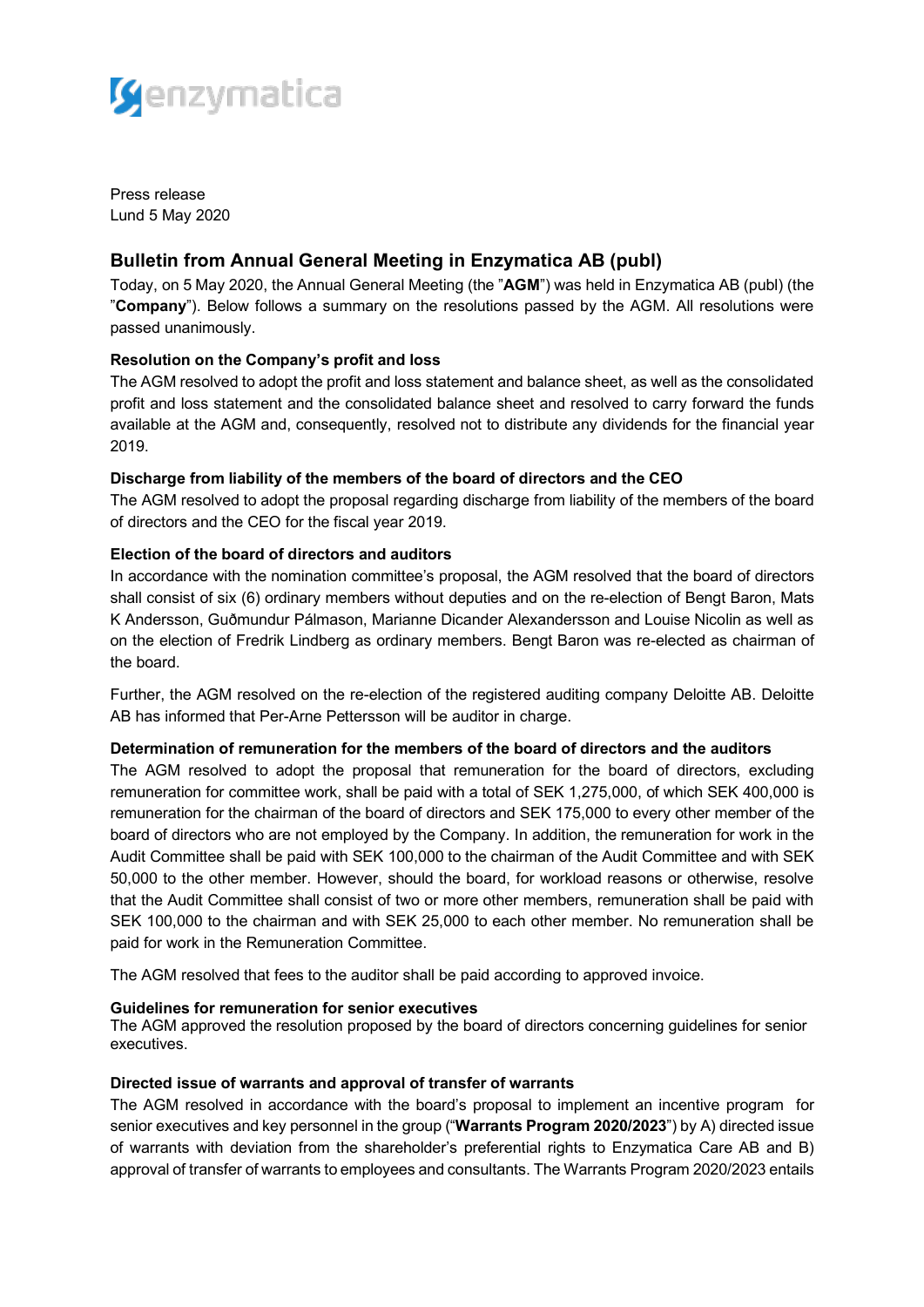Press release
Lund 5 May 2020

## Bulletin from Annual General Meeting in Enzymatica AB (publ)

Today, on 5 May 2020, the Annual General Meeting (the "**AGM**") was held in Enzymatica AB (publ) (the "**Company**"). Below follows a summary on the resolutions passed by the AGM. All resolutions were passed unanimously.

### Resolution on the Company's profit and loss

The AGM resolved to adopt the profit and loss statement and balance sheet, as well as the consolidated profit and loss statement and the consolidated balance sheet and resolved to carry forward the funds available at the AGM and, consequently, resolved not to distribute any dividends for the financial year 2019.

### Discharge from liability of the members of the board of directors and the CEO

The AGM resolved to adopt the proposal regarding discharge from liability of the members of the board of directors and the CEO for the fiscal year 2019.

### Election of the board of directors and auditors

In accordance with the nomination committee's proposal, the AGM resolved that the board of directors shall consist of six (6) ordinary members without deputies and on the re-election of Bengt Baron, Mats K Andersson, Guðmundur Pálmason, Marianne Dicander Alexandersson and Louise Nicolin as well as on the election of Fredrik Lindberg as ordinary members. Bengt Baron was re-elected as chairman of the board.

Further, the AGM resolved on the re-election of the registered auditing company Deloitte AB. Deloitte AB has informed that Per-Arne Pettersson will be auditor in charge.

### Determination of remuneration for the members of the board of directors and the auditors

The AGM resolved to adopt the proposal that remuneration for the board of directors, excluding remuneration for committee work, shall be paid with a total of SEK 1,275,000, of which SEK 400,000 is remuneration for the chairman of the board of directors and SEK 175,000 to every other member of the board of directors who are not employed by the Company. In addition, the remuneration for work in the Audit Committee shall be paid with SEK 100,000 to the chairman of the Audit Committee and with SEK 50,000 to the other member. However, should the board, for workload reasons or otherwise, resolve that the Audit Committee shall consist of two or more other members, remuneration shall be paid with SEK 100,000 to the chairman and with SEK 25,000 to each other member. No remuneration shall be paid for work in the Remuneration Committee.

The AGM resolved that fees to the auditor shall be paid according to approved invoice.

### Guidelines for remuneration for senior executives

The AGM approved the resolution proposed by the board of directors concerning guidelines for senior executives.

### Directed issue of warrants and approval of transfer of warrants

The AGM resolved in accordance with the board's proposal to implement an incentive program for senior executives and key personnel in the group ("**Warrants Program 2020/2023**") by A) directed issue of warrants with deviation from the shareholder's preferential rights to Enzymatica Care AB and B) approval of transfer of warrants to employees and consultants. The Warrants Program 2020/2023 entails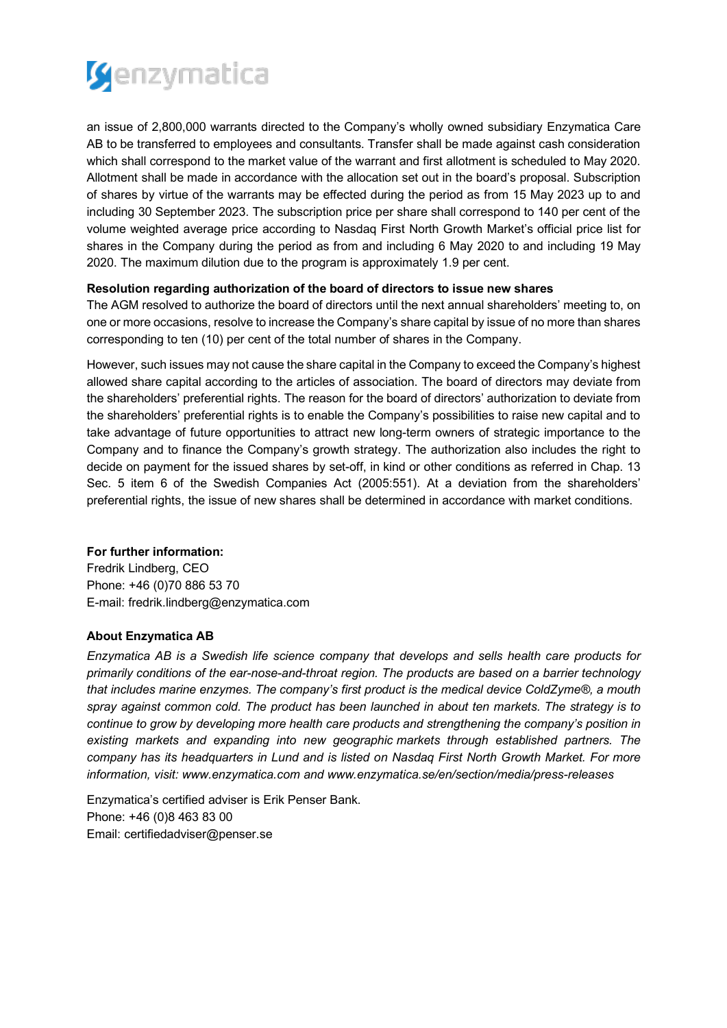an issue of 2,800,000 warrants directed to the Company's wholly owned subsidiary Enzymatica Care AB to be transferred to employees and consultants. Transfer shall be made against cash consideration which shall correspond to the market value of the warrant and first allotment is scheduled to May 2020. Allotment shall be made in accordance with the allocation set out in the board's proposal. Subscription of shares by virtue of the warrants may be effected during the period as from 15 May 2023 up to and including 30 September 2023. The subscription price per share shall correspond to 140 per cent of the volume weighted average price according to Nasdaq First North Growth Market's official price list for shares in the Company during the period as from and including 6 May 2020 to and including 19 May 2020. The maximum dilution due to the program is approximately 1.9 per cent.

**Resolution regarding authorization of the board of directors to issue new shares**

The AGM resolved to authorize the board of directors until the next annual shareholders' meeting to, on one or more occasions, resolve to increase the Company's share capital by issue of no more than shares corresponding to ten (10) per cent of the total number of shares in the Company.

However, such issues may not cause the share capital in the Company to exceed the Company's highest allowed share capital according to the articles of association. The board of directors may deviate from the shareholders' preferential rights. The reason for the board of directors' authorization to deviate from the shareholders' preferential rights is to enable the Company's possibilities to raise new capital and to take advantage of future opportunities to attract new long-term owners of strategic importance to the Company and to finance the Company's growth strategy. The authorization also includes the right to decide on payment for the issued shares by set-off, in kind or other conditions as referred in Chap. 13 Sec. 5 item 6 of the Swedish Companies Act (2005:551). At a deviation from the shareholders' preferential rights, the issue of new shares shall be determined in accordance with market conditions.

**For further information:**
Fredrik Lindberg, CEO
Phone: +46 (0)70 886 53 70
E-mail: fredrik.lindberg@enzymatica.com

**About Enzymatica AB**

*Enzymatica AB is a Swedish life science company that develops and sells health care products for primarily conditions of the ear-nose-and-throat region. The products are based on a barrier technology that includes marine enzymes. The company's first product is the medical device ColdZyme®, a mouth spray against common cold. The product has been launched in about ten markets. The strategy is to continue to grow by developing more health care products and strengthening the company's position in existing markets and expanding into new geographic markets through established partners. The company has its headquarters in Lund and is listed on Nasdaq First North Growth Market. For more information, visit: www.enzymatica.com and www.enzymatica.se/en/section/media/press-releases*

Enzymatica's certified adviser is Erik Penser Bank.
Phone: +46 (0)8 463 83 00
Email: certifiedadviser@penser.se